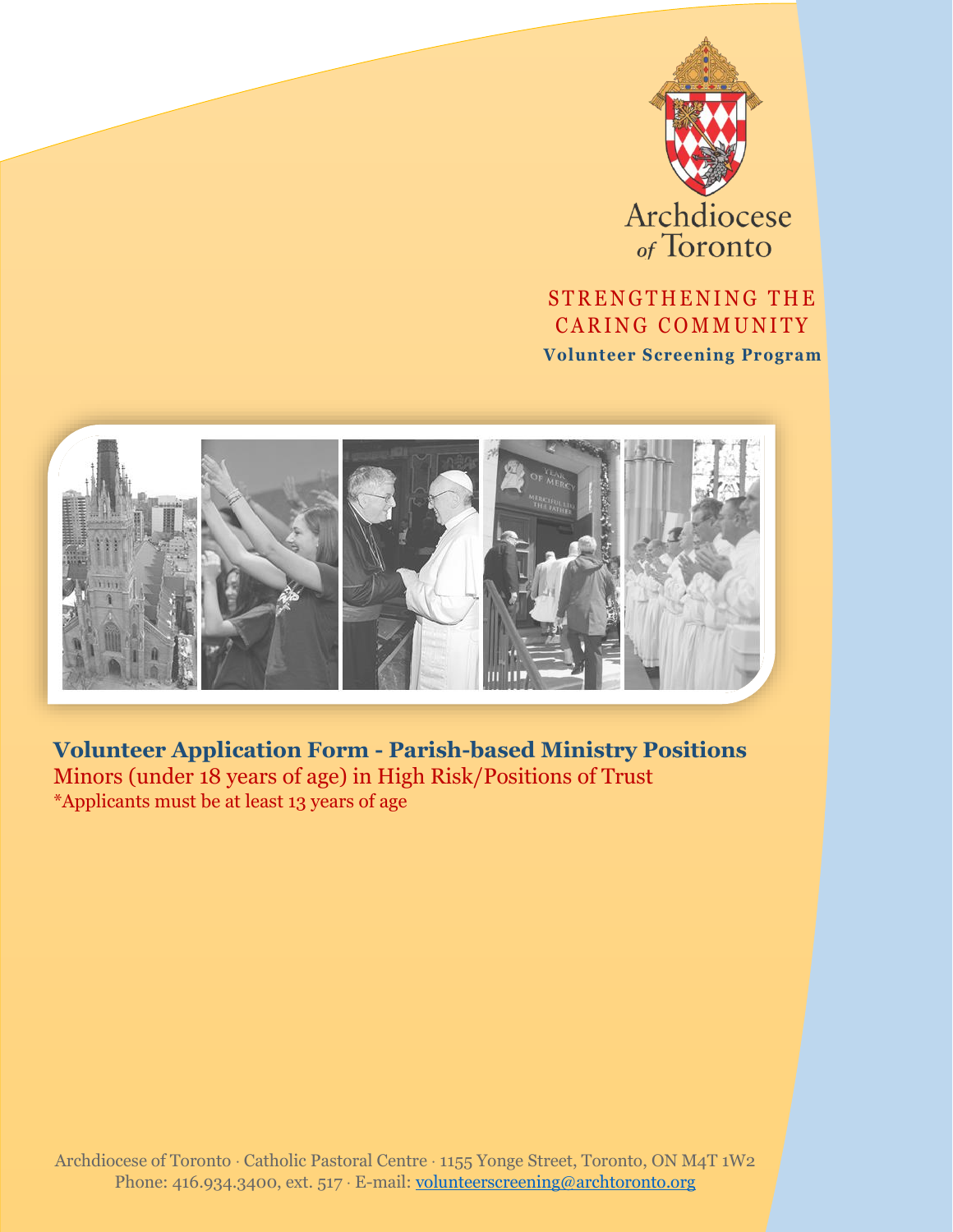Archdiocese of Toronto

STRENGTHENING THE CARING COMMUNITY

**Volunteer Screening Program**

## Volunteer Application Form - Parish-based Ministry Positions

Minors (under 18 years of age) in High Risk/Positions of Trust

*Applicants must be at least 13 years of age

Archdiocese of Toronto · Catholic Pastoral Centre · 1155 Yonge Street, Toronto, ON M4T 1W2
Phone: 416.934.3400, ext. 517 · E-mail: volunteerscreening@archtoronto.org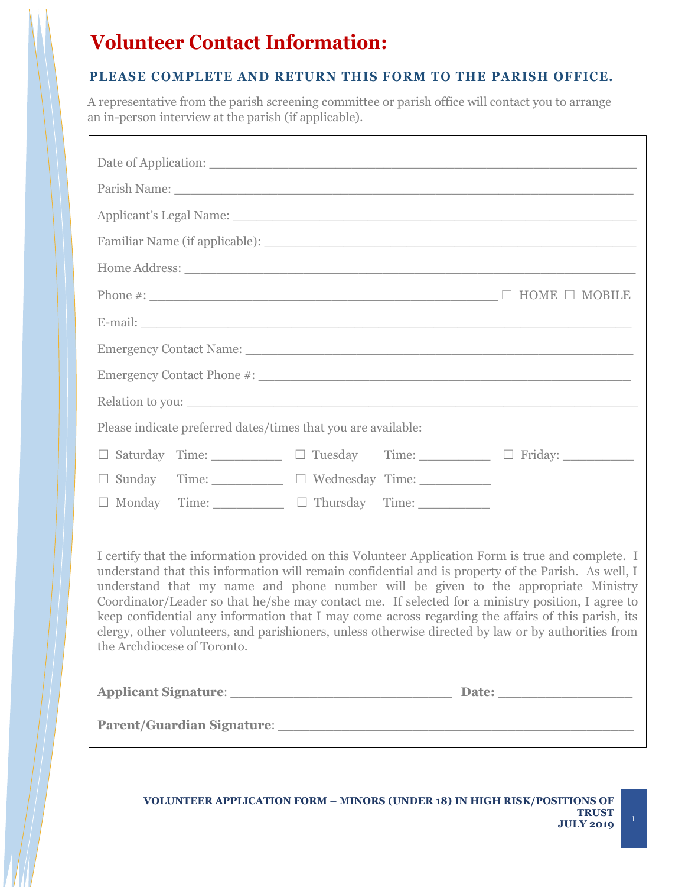# Volunteer Contact Information:

## PLEASE COMPLETE AND RETURN THIS FORM TO THE PARISH OFFICE.

A representative from the parish screening committee or parish office will contact you to arrange an in-person interview at the parish (if applicable).

Date of Application: ____________________________________________________

Parish Name: ________________________________________________________

Applicant's Legal Name: _______________________________________________

Familiar Name (if applicable): ___________________________________________

Home Address: _______________________________________________________

Phone #: ____________________________________________ ☐ HOME ☐ MOBILE

E-mail: _____________________________________________________________

Emergency Contact Name: ______________________________________________

Emergency Contact Phone #: ___________________________________________

Relation to you: ______________________________________________________

Please indicate preferred dates/times that you are available:

☐ Saturday Time: __________ ☐ Tuesday Time: __________ ☐ Friday: __________

☐ Sunday Time: __________ ☐ Wednesday Time: __________

☐ Monday Time: __________ ☐ Thursday Time: __________

I certify that the information provided on this Volunteer Application Form is true and complete. I understand that this information will remain confidential and is property of the Parish. As well, I understand that my name and phone number will be given to the appropriate Ministry Coordinator/Leader so that he/she may contact me. If selected for a ministry position, I agree to keep confidential any information that I may come across regarding the affairs of this parish, its clergy, other volunteers, and parishioners, unless otherwise directed by law or by authorities from the Archdiocese of Toronto.

**Applicant Signature**: ____________________________ **Date:** _________________

**Parent/Guardian Signature**: _____________________________________________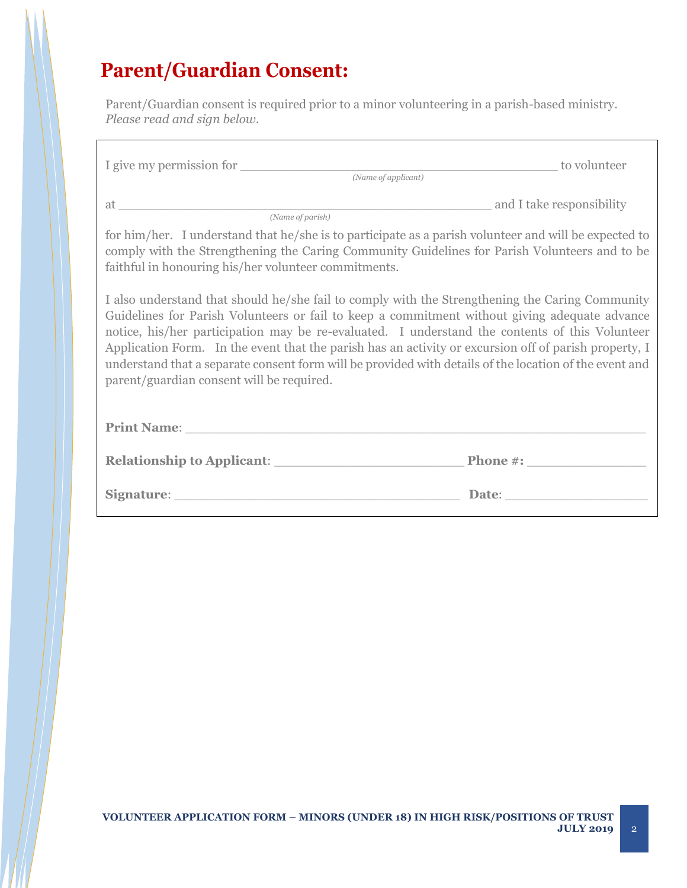## Parent/Guardian Consent:

Parent/Guardian consent is required prior to a minor volunteering in a parish-based ministry. *Please read and sign below.*

I give my permission for ________________________________________ to volunteer
*(Name of applicant)*

at ________________________________________________ and I take responsibility
*(Name of parish)*

for him/her. I understand that he/she is to participate as a parish volunteer and will be expected to comply with the Strengthening the Caring Community Guidelines for Parish Volunteers and to be faithful in honouring his/her volunteer commitments.

I also understand that should he/she fail to comply with the Strengthening the Caring Community Guidelines for Parish Volunteers or fail to keep a commitment without giving adequate advance notice, his/her participation may be re-evaluated. I understand the contents of this Volunteer Application Form. In the event that the parish has an activity or excursion off of parish property, I understand that a separate consent form will be provided with details of the location of the event and parent/guardian consent will be required.

**Print Name**: ______________________________________________________

**Relationship to Applicant**: ________________________ **Phone #:** _______________

**Signature**: ____________________________________ **Date**: __________________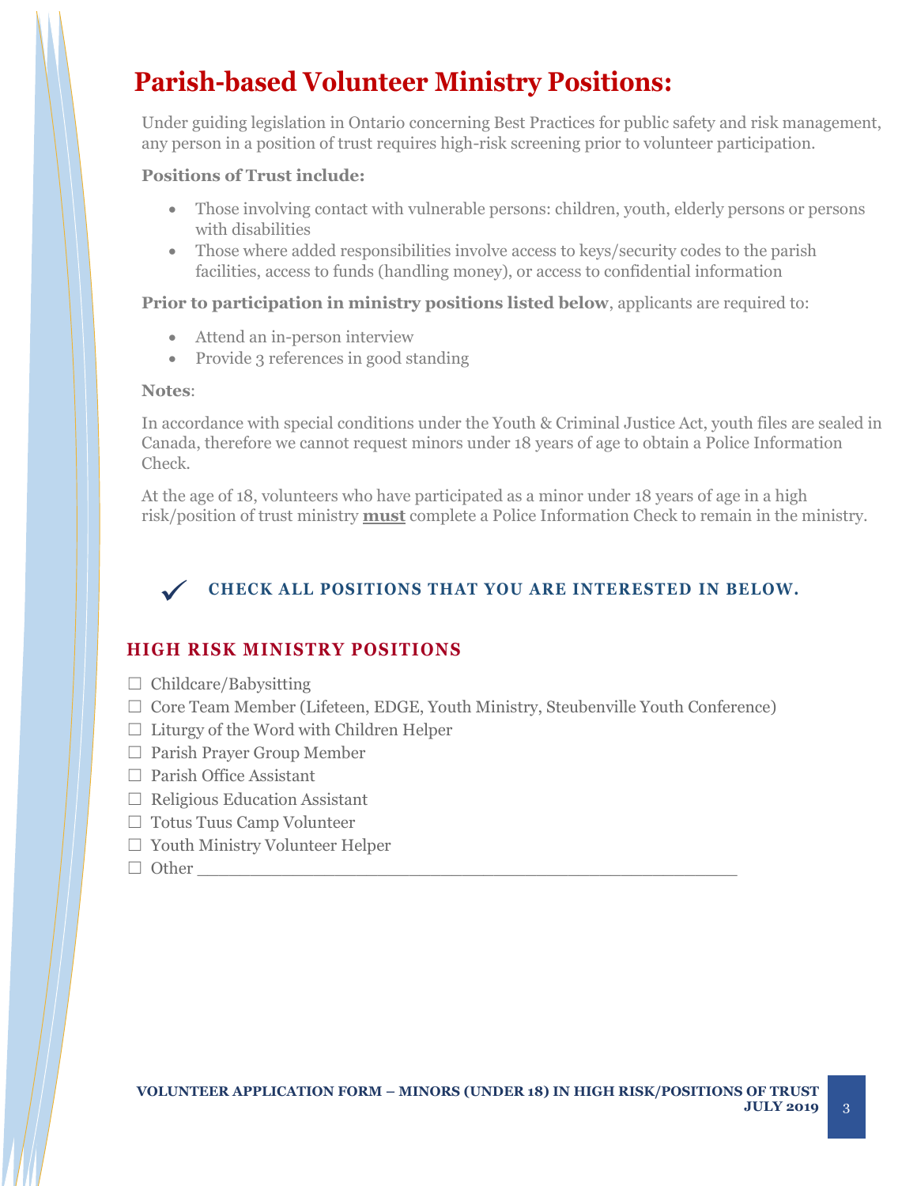# Parish-based Volunteer Ministry Positions:

Under guiding legislation in Ontario concerning Best Practices for public safety and risk management, any person in a position of trust requires high-risk screening prior to volunteer participation.

**Positions of Trust include:**

- Those involving contact with vulnerable persons: children, youth, elderly persons or persons with disabilities
- Those where added responsibilities involve access to keys/security codes to the parish facilities, access to funds (handling money), or access to confidential information

**Prior to participation in ministry positions listed below**, applicants are required to:

- Attend an in-person interview
- Provide 3 references in good standing

**Notes**:

In accordance with special conditions under the Youth & Criminal Justice Act, youth files are sealed in Canada, therefore we cannot request minors under 18 years of age to obtain a Police Information Check.

At the age of 18, volunteers who have participated as a minor under 18 years of age in a high risk/position of trust ministry **<u>must</u>** complete a Police Information Check to remain in the ministry.

✓ **CHECK ALL POSITIONS THAT YOU ARE INTERESTED IN BELOW.**

## HIGH RISK MINISTRY POSITIONS

☐ Childcare/Babysitting
☐ Core Team Member (Lifeteen, EDGE, Youth Ministry, Steubenville Youth Conference)
☐ Liturgy of the Word with Children Helper
☐ Parish Prayer Group Member
☐ Parish Office Assistant
☐ Religious Education Assistant
☐ Totus Tuus Camp Volunteer
☐ Youth Ministry Volunteer Helper
☐ Other ____________________________________________________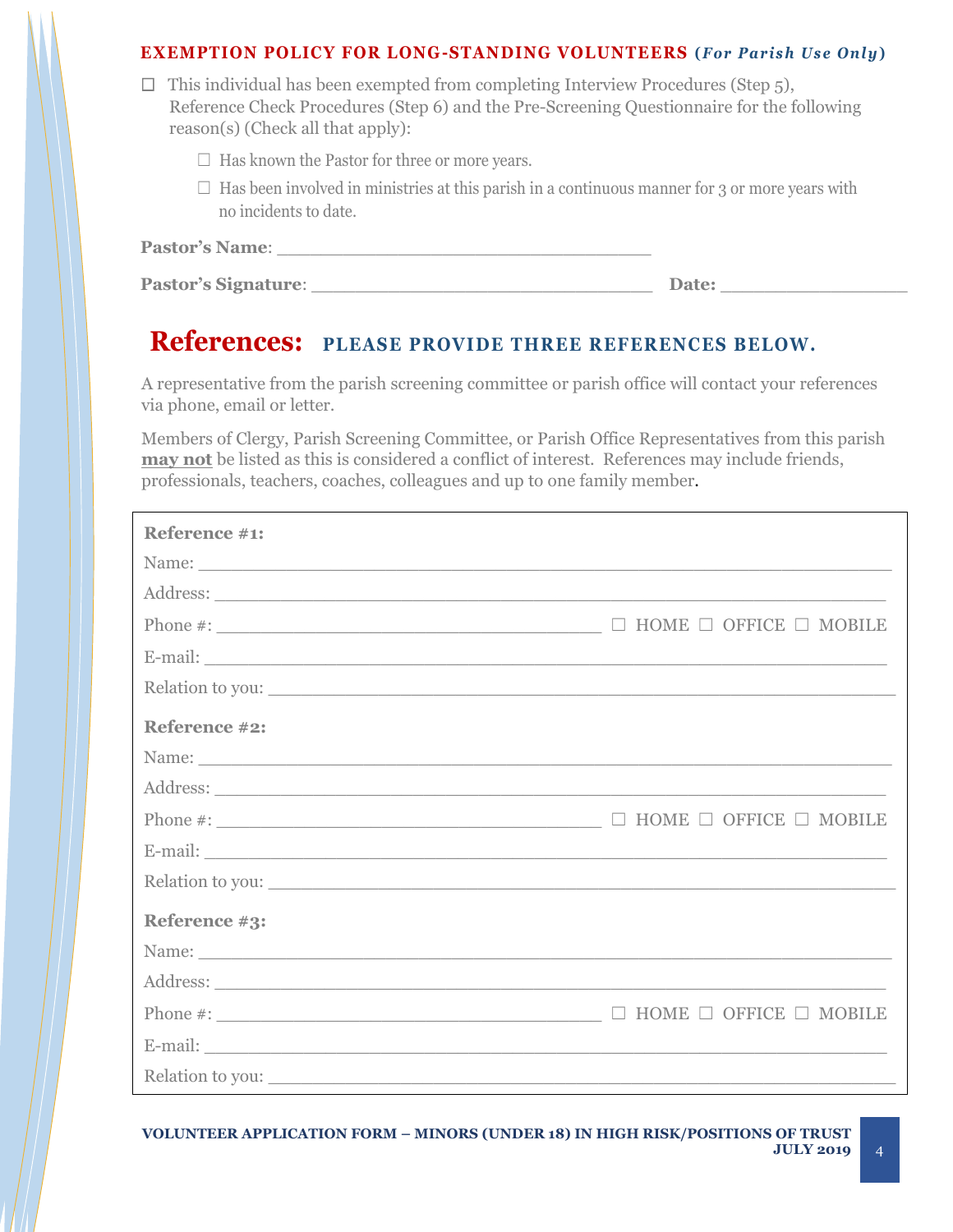**EXEMPTION POLICY FOR LONG-STANDING VOLUNTEERS (*For Parish Use Only*)**

☐ This individual has been exempted from completing Interview Procedures (Step 5), Reference Check Procedures (Step 6) and the Pre-Screening Questionnaire for the following reason(s) (Check all that apply):

- ☐ Has known the Pastor for three or more years.
- ☐ Has been involved in ministries at this parish in a continuous manner for 3 or more years with no incidents to date.

**Pastor's Name**: ______________________________

**Pastor's Signature**: ______________________________ **Date:** ________________

# References: PLEASE PROVIDE THREE REFERENCES BELOW.

A representative from the parish screening committee or parish office will contact your references via phone, email or letter.

Members of Clergy, Parish Screening Committee, or Parish Office Representatives from this parish **<u>may not</u>** be listed as this is considered a conflict of interest. References may include friends, professionals, teachers, coaches, colleagues and up to one family member.

**Reference #1:**

Name: ______________________________

Address: ______________________________

Phone #: ______________________________ ☐ HOME ☐ OFFICE ☐ MOBILE

E-mail: ______________________________

Relation to you: ______________________________

**Reference #2:**

Name: ______________________________

Address: ______________________________

Phone #: ______________________________ ☐ HOME ☐ OFFICE ☐ MOBILE

E-mail: ______________________________

Relation to you: ______________________________

**Reference #3:**

Name: ______________________________

Address: ______________________________

Phone #: ______________________________ ☐ HOME ☐ OFFICE ☐ MOBILE

E-mail: ______________________________

Relation to you: ______________________________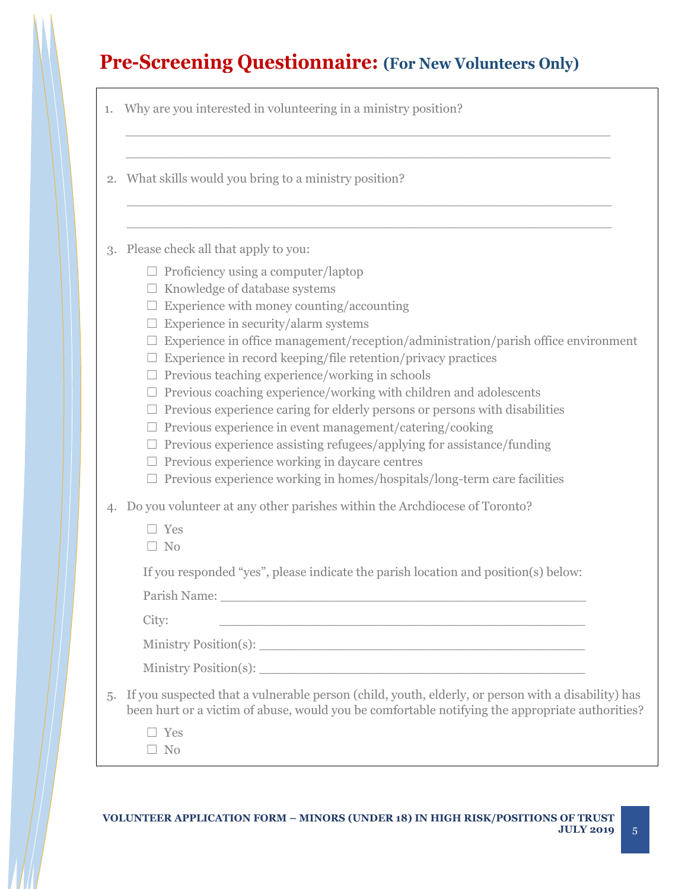## Pre-Screening Questionnaire: (For New Volunteers Only)

1. Why are you interested in volunteering in a ministry position?

   \_\_\_\_\_\_\_\_\_\_\_\_\_\_\_\_\_\_\_\_\_\_\_\_\_\_\_\_\_\_\_\_\_\_\_\_\_\_\_\_\_\_\_\_\_\_\_\_\_\_\_\_\_\_\_\_\_\_\_\_

   \_\_\_\_\_\_\_\_\_\_\_\_\_\_\_\_\_\_\_\_\_\_\_\_\_\_\_\_\_\_\_\_\_\_\_\_\_\_\_\_\_\_\_\_\_\_\_\_\_\_\_\_\_\_\_\_\_\_\_\_

2. What skills would you bring to a ministry position?

   \_\_\_\_\_\_\_\_\_\_\_\_\_\_\_\_\_\_\_\_\_\_\_\_\_\_\_\_\_\_\_\_\_\_\_\_\_\_\_\_\_\_\_\_\_\_\_\_\_\_\_\_\_\_\_\_\_\_\_\_

   \_\_\_\_\_\_\_\_\_\_\_\_\_\_\_\_\_\_\_\_\_\_\_\_\_\_\_\_\_\_\_\_\_\_\_\_\_\_\_\_\_\_\_\_\_\_\_\_\_\_\_\_\_\_\_\_\_\_\_\_

3. Please check all that apply to you:

   ☐ Proficiency using a computer/laptop
   ☐ Knowledge of database systems
   ☐ Experience with money counting/accounting
   ☐ Experience in security/alarm systems
   ☐ Experience in office management/reception/administration/parish office environment
   ☐ Experience in record keeping/file retention/privacy practices
   ☐ Previous teaching experience/working in schools
   ☐ Previous coaching experience/working with children and adolescents
   ☐ Previous experience caring for elderly persons or persons with disabilities
   ☐ Previous experience in event management/catering/cooking
   ☐ Previous experience assisting refugees/applying for assistance/funding
   ☐ Previous experience working in daycare centres
   ☐ Previous experience working in homes/hospitals/long-term care facilities

4. Do you volunteer at any other parishes within the Archdiocese of Toronto?

   ☐ Yes
   ☐ No

   If you responded "yes", please indicate the parish location and position(s) below:

   Parish Name: \_\_\_\_\_\_\_\_\_\_\_\_\_\_\_\_\_\_\_\_\_\_\_\_\_\_\_\_\_\_\_\_\_\_\_\_\_\_\_\_\_\_\_\_

   City: \_\_\_\_\_\_\_\_\_\_\_\_\_\_\_\_\_\_\_\_\_\_\_\_\_\_\_\_\_\_\_\_\_\_\_\_\_\_\_\_\_\_\_\_

   Ministry Position(s): \_\_\_\_\_\_\_\_\_\_\_\_\_\_\_\_\_\_\_\_\_\_\_\_\_\_\_\_\_\_\_\_\_\_\_\_\_\_\_\_

   Ministry Position(s): \_\_\_\_\_\_\_\_\_\_\_\_\_\_\_\_\_\_\_\_\_\_\_\_\_\_\_\_\_\_\_\_\_\_\_\_\_\_\_\_

5. If you suspected that a vulnerable person (child, youth, elderly, or person with a disability) has been hurt or a victim of abuse, would you be comfortable notifying the appropriate authorities?

   ☐ Yes
   ☐ No